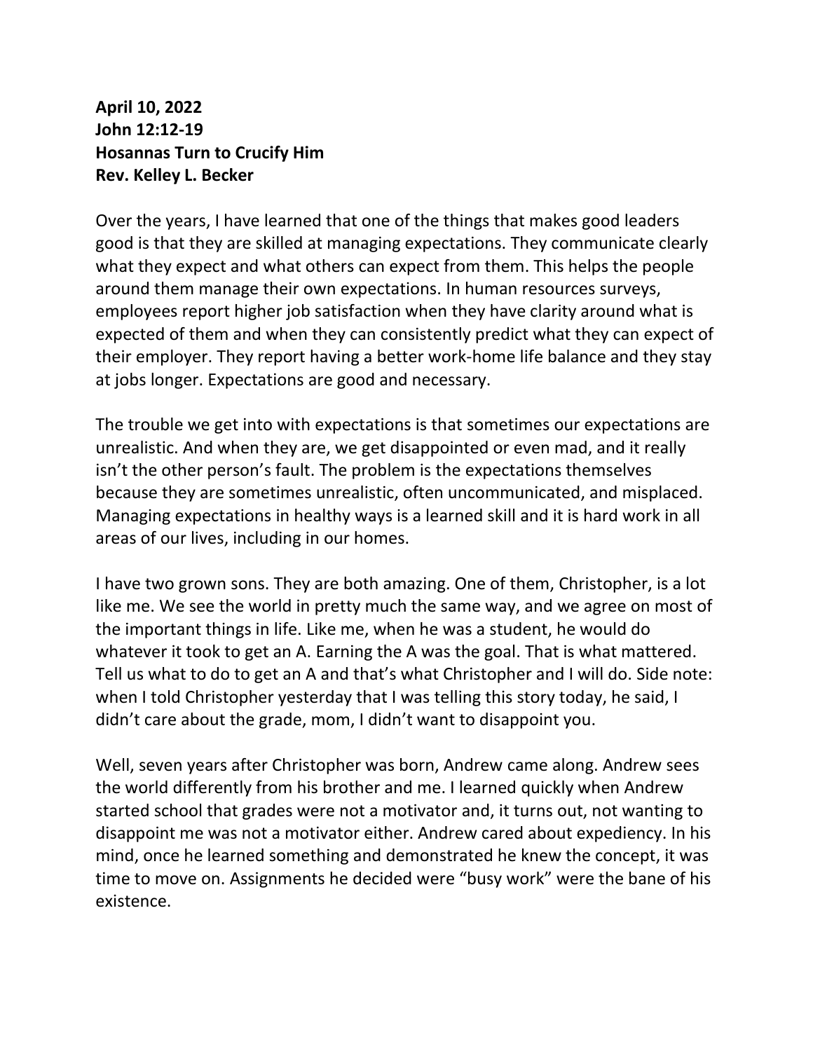**April 10, 2022**
**John 12:12-19**
**Hosannas Turn to Crucify Him**
**Rev. Kelley L. Becker**

Over the years, I have learned that one of the things that makes good leaders good is that they are skilled at managing expectations. They communicate clearly what they expect and what others can expect from them. This helps the people around them manage their own expectations. In human resources surveys, employees report higher job satisfaction when they have clarity around what is expected of them and when they can consistently predict what they can expect of their employer. They report having a better work-home life balance and they stay at jobs longer. Expectations are good and necessary.

The trouble we get into with expectations is that sometimes our expectations are unrealistic. And when they are, we get disappointed or even mad, and it really isn't the other person's fault. The problem is the expectations themselves because they are sometimes unrealistic, often uncommunicated, and misplaced. Managing expectations in healthy ways is a learned skill and it is hard work in all areas of our lives, including in our homes.

I have two grown sons. They are both amazing. One of them, Christopher, is a lot like me. We see the world in pretty much the same way, and we agree on most of the important things in life. Like me, when he was a student, he would do whatever it took to get an A. Earning the A was the goal. That is what mattered. Tell us what to do to get an A and that's what Christopher and I will do. Side note: when I told Christopher yesterday that I was telling this story today, he said, I didn't care about the grade, mom, I didn't want to disappoint you.

Well, seven years after Christopher was born, Andrew came along. Andrew sees the world differently from his brother and me. I learned quickly when Andrew started school that grades were not a motivator and, it turns out, not wanting to disappoint me was not a motivator either. Andrew cared about expediency. In his mind, once he learned something and demonstrated he knew the concept, it was time to move on. Assignments he decided were "busy work" were the bane of his existence.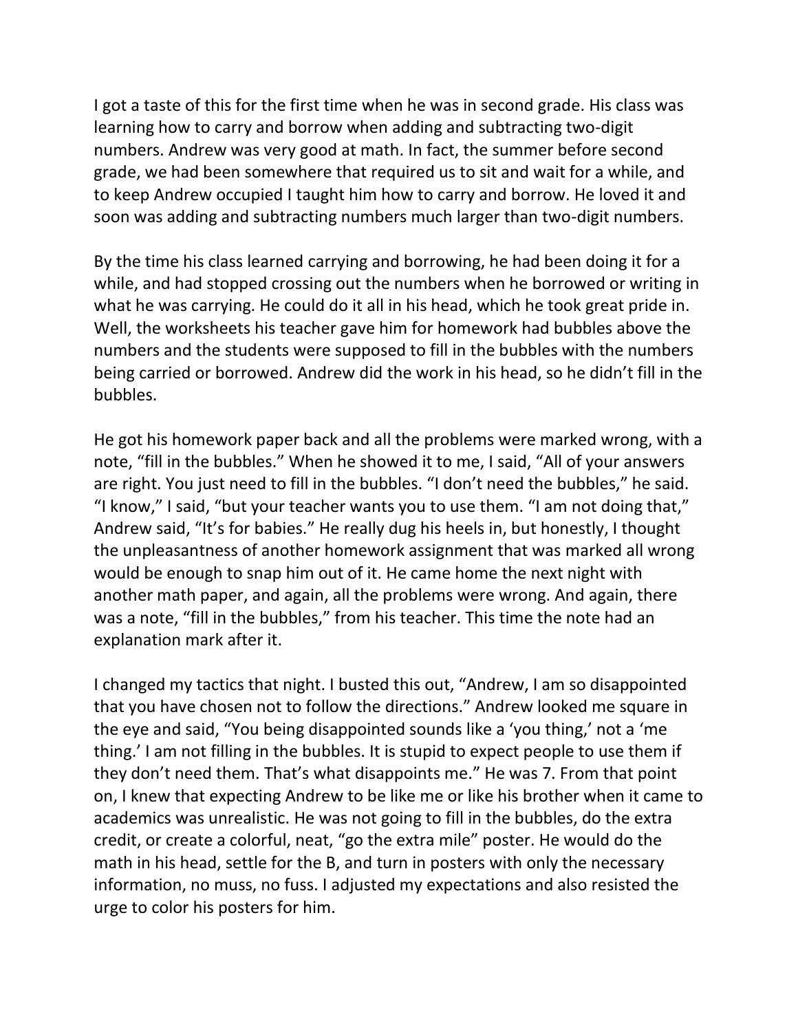I got a taste of this for the first time when he was in second grade. His class was learning how to carry and borrow when adding and subtracting two-digit numbers. Andrew was very good at math. In fact, the summer before second grade, we had been somewhere that required us to sit and wait for a while, and to keep Andrew occupied I taught him how to carry and borrow. He loved it and soon was adding and subtracting numbers much larger than two-digit numbers.

By the time his class learned carrying and borrowing, he had been doing it for a while, and had stopped crossing out the numbers when he borrowed or writing in what he was carrying. He could do it all in his head, which he took great pride in. Well, the worksheets his teacher gave him for homework had bubbles above the numbers and the students were supposed to fill in the bubbles with the numbers being carried or borrowed. Andrew did the work in his head, so he didn't fill in the bubbles.

He got his homework paper back and all the problems were marked wrong, with a note, "fill in the bubbles." When he showed it to me, I said, "All of your answers are right. You just need to fill in the bubbles. "I don't need the bubbles," he said. "I know," I said, "but your teacher wants you to use them. "I am not doing that," Andrew said, "It's for babies." He really dug his heels in, but honestly, I thought the unpleasantness of another homework assignment that was marked all wrong would be enough to snap him out of it. He came home the next night with another math paper, and again, all the problems were wrong. And again, there was a note, "fill in the bubbles," from his teacher. This time the note had an explanation mark after it.

I changed my tactics that night. I busted this out, "Andrew, I am so disappointed that you have chosen not to follow the directions." Andrew looked me square in the eye and said, "You being disappointed sounds like a 'you thing,' not a 'me thing.' I am not filling in the bubbles. It is stupid to expect people to use them if they don't need them. That's what disappoints me." He was 7. From that point on, I knew that expecting Andrew to be like me or like his brother when it came to academics was unrealistic. He was not going to fill in the bubbles, do the extra credit, or create a colorful, neat, "go the extra mile" poster. He would do the math in his head, settle for the B, and turn in posters with only the necessary information, no muss, no fuss. I adjusted my expectations and also resisted the urge to color his posters for him.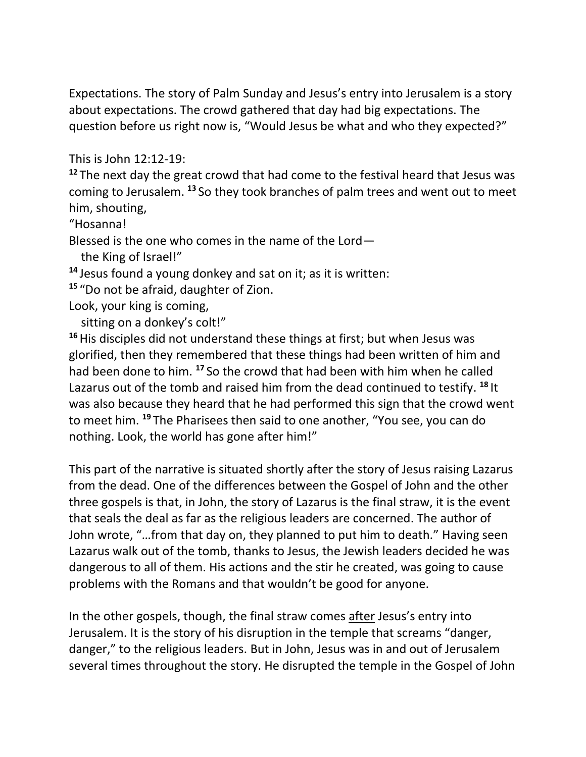Expectations. The story of Palm Sunday and Jesus's entry into Jerusalem is a story about expectations. The crowd gathered that day had big expectations. The question before us right now is, "Would Jesus be what and who they expected?"

This is John 12:12-19:

**12** The next day the great crowd that had come to the festival heard that Jesus was coming to Jerusalem. **13** So they took branches of palm trees and went out to meet him, shouting,

"Hosanna!
Blessed is the one who comes in the name of the Lord—
  the King of Israel!"

**14** Jesus found a young donkey and sat on it; as it is written:

**15** "Do not be afraid, daughter of Zion.
Look, your king is coming,
  sitting on a donkey's colt!"

**16** His disciples did not understand these things at first; but when Jesus was glorified, then they remembered that these things had been written of him and had been done to him. **17** So the crowd that had been with him when he called Lazarus out of the tomb and raised him from the dead continued to testify. **18** It was also because they heard that he had performed this sign that the crowd went to meet him. **19** The Pharisees then said to one another, "You see, you can do nothing. Look, the world has gone after him!"

This part of the narrative is situated shortly after the story of Jesus raising Lazarus from the dead. One of the differences between the Gospel of John and the other three gospels is that, in John, the story of Lazarus is the final straw, it is the event that seals the deal as far as the religious leaders are concerned. The author of John wrote, "…from that day on, they planned to put him to death." Having seen Lazarus walk out of the tomb, thanks to Jesus, the Jewish leaders decided he was dangerous to all of them. His actions and the stir he created, was going to cause problems with the Romans and that wouldn't be good for anyone.

In the other gospels, though, the final straw comes <u>after</u> Jesus's entry into Jerusalem. It is the story of his disruption in the temple that screams "danger, danger," to the religious leaders. But in John, Jesus was in and out of Jerusalem several times throughout the story. He disrupted the temple in the Gospel of John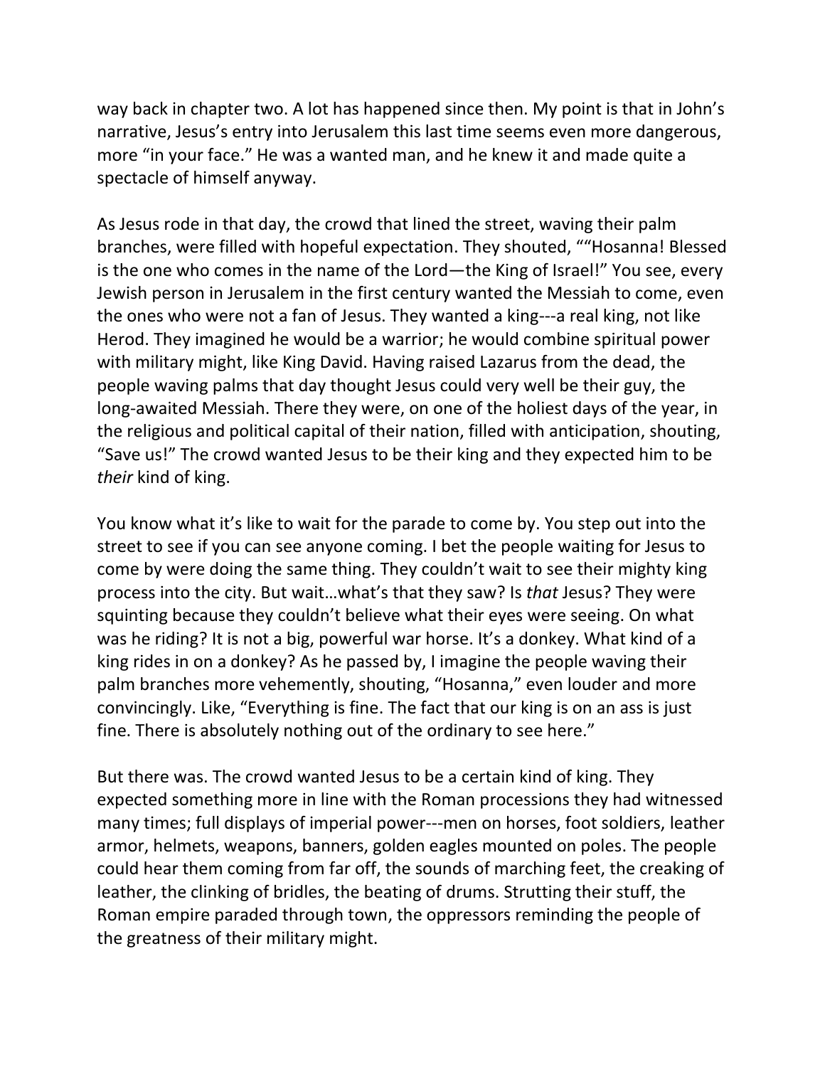way back in chapter two. A lot has happened since then. My point is that in John's narrative, Jesus's entry into Jerusalem this last time seems even more dangerous, more "in your face." He was a wanted man, and he knew it and made quite a spectacle of himself anyway.

As Jesus rode in that day, the crowd that lined the street, waving their palm branches, were filled with hopeful expectation. They shouted, ""Hosanna! Blessed is the one who comes in the name of the Lord—the King of Israel!" You see, every Jewish person in Jerusalem in the first century wanted the Messiah to come, even the ones who were not a fan of Jesus. They wanted a king---a real king, not like Herod. They imagined he would be a warrior; he would combine spiritual power with military might, like King David. Having raised Lazarus from the dead, the people waving palms that day thought Jesus could very well be their guy, the long-awaited Messiah. There they were, on one of the holiest days of the year, in the religious and political capital of their nation, filled with anticipation, shouting, "Save us!" The crowd wanted Jesus to be their king and they expected him to be *their* kind of king.

You know what it's like to wait for the parade to come by. You step out into the street to see if you can see anyone coming. I bet the people waiting for Jesus to come by were doing the same thing. They couldn't wait to see their mighty king process into the city. But wait…what's that they saw? Is *that* Jesus? They were squinting because they couldn't believe what their eyes were seeing. On what was he riding? It is not a big, powerful war horse. It's a donkey. What kind of a king rides in on a donkey? As he passed by, I imagine the people waving their palm branches more vehemently, shouting, "Hosanna," even louder and more convincingly. Like, "Everything is fine. The fact that our king is on an ass is just fine. There is absolutely nothing out of the ordinary to see here."

But there was. The crowd wanted Jesus to be a certain kind of king. They expected something more in line with the Roman processions they had witnessed many times; full displays of imperial power---men on horses, foot soldiers, leather armor, helmets, weapons, banners, golden eagles mounted on poles. The people could hear them coming from far off, the sounds of marching feet, the creaking of leather, the clinking of bridles, the beating of drums. Strutting their stuff, the Roman empire paraded through town, the oppressors reminding the people of the greatness of their military might.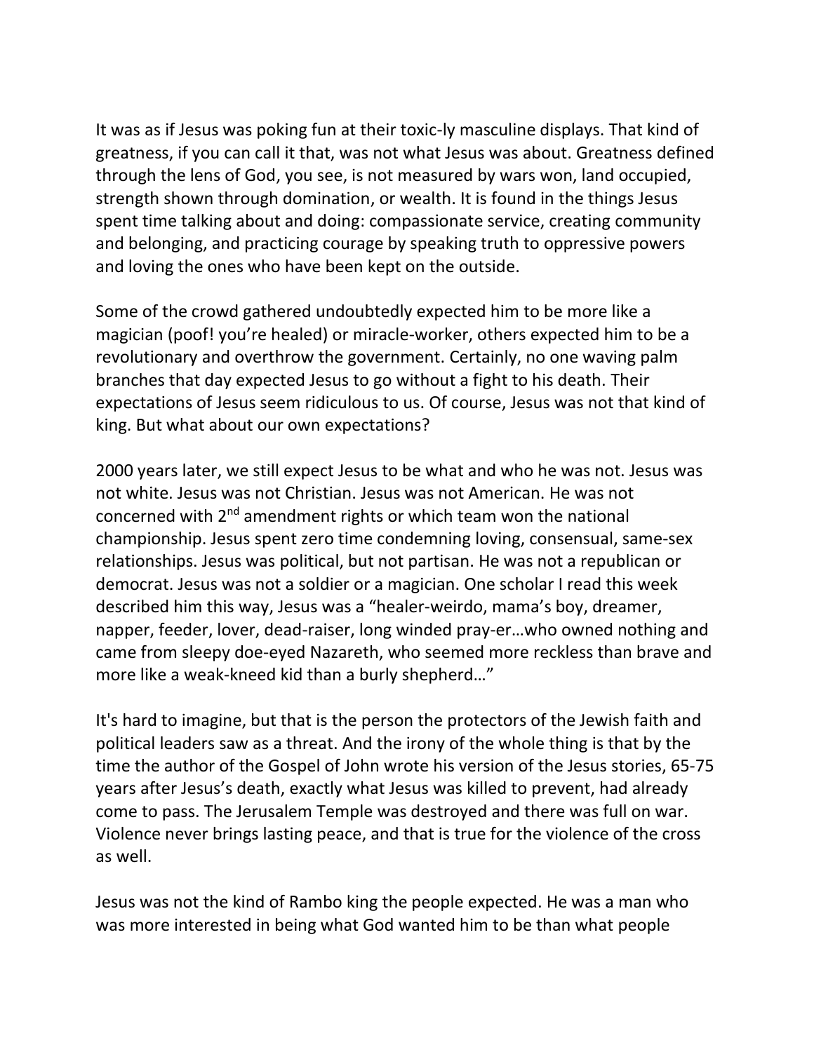It was as if Jesus was poking fun at their toxic-ly masculine displays. That kind of greatness, if you can call it that, was not what Jesus was about. Greatness defined through the lens of God, you see, is not measured by wars won, land occupied, strength shown through domination, or wealth. It is found in the things Jesus spent time talking about and doing: compassionate service, creating community and belonging, and practicing courage by speaking truth to oppressive powers and loving the ones who have been kept on the outside.

Some of the crowd gathered undoubtedly expected him to be more like a magician (poof! you're healed) or miracle-worker, others expected him to be a revolutionary and overthrow the government. Certainly, no one waving palm branches that day expected Jesus to go without a fight to his death. Their expectations of Jesus seem ridiculous to us. Of course, Jesus was not that kind of king. But what about our own expectations?

2000 years later, we still expect Jesus to be what and who he was not. Jesus was not white. Jesus was not Christian. Jesus was not American. He was not concerned with 2nd amendment rights or which team won the national championship. Jesus spent zero time condemning loving, consensual, same-sex relationships. Jesus was political, but not partisan. He was not a republican or democrat. Jesus was not a soldier or a magician. One scholar I read this week described him this way, Jesus was a "healer-weirdo, mama's boy, dreamer, napper, feeder, lover, dead-raiser, long winded pray-er…who owned nothing and came from sleepy doe-eyed Nazareth, who seemed more reckless than brave and more like a weak-kneed kid than a burly shepherd…"

It's hard to imagine, but that is the person the protectors of the Jewish faith and political leaders saw as a threat. And the irony of the whole thing is that by the time the author of the Gospel of John wrote his version of the Jesus stories, 65-75 years after Jesus's death, exactly what Jesus was killed to prevent, had already come to pass. The Jerusalem Temple was destroyed and there was full on war. Violence never brings lasting peace, and that is true for the violence of the cross as well.

Jesus was not the kind of Rambo king the people expected. He was a man who was more interested in being what God wanted him to be than what people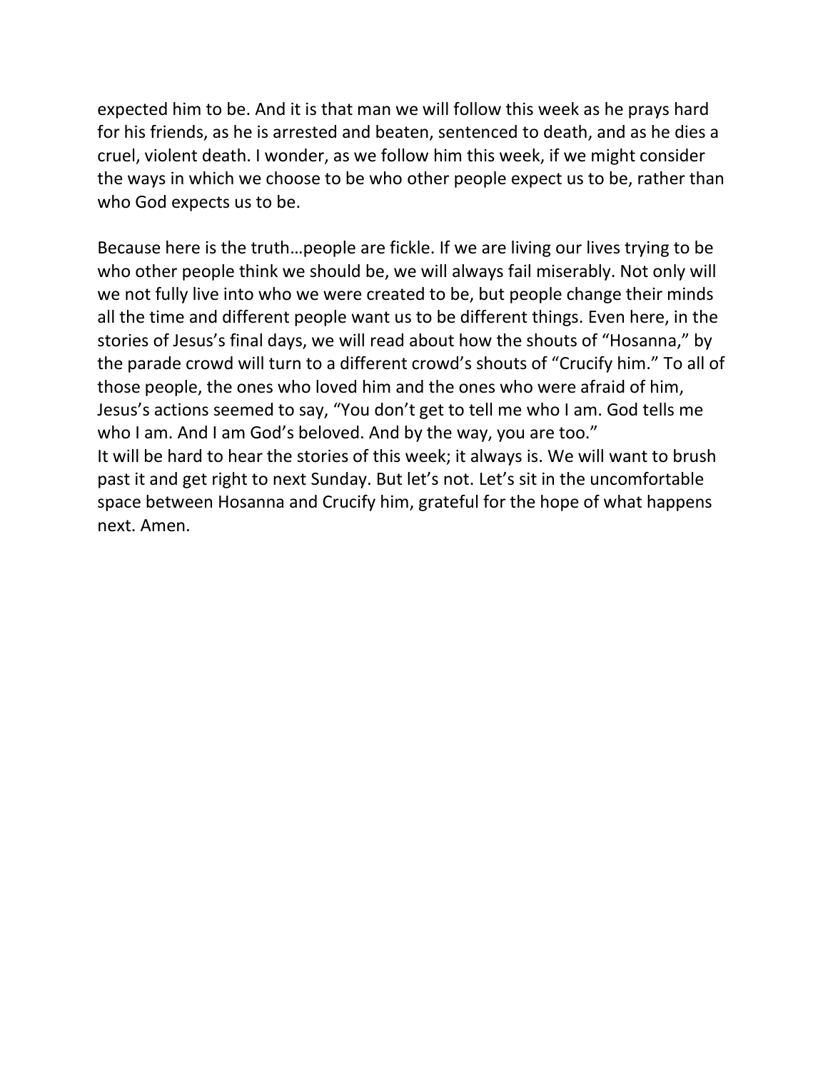expected him to be. And it is that man we will follow this week as he prays hard for his friends, as he is arrested and beaten, sentenced to death, and as he dies a cruel, violent death. I wonder, as we follow him this week, if we might consider the ways in which we choose to be who other people expect us to be, rather than who God expects us to be.

Because here is the truth…people are fickle. If we are living our lives trying to be who other people think we should be, we will always fail miserably. Not only will we not fully live into who we were created to be, but people change their minds all the time and different people want us to be different things. Even here, in the stories of Jesus's final days, we will read about how the shouts of "Hosanna," by the parade crowd will turn to a different crowd's shouts of "Crucify him." To all of those people, the ones who loved him and the ones who were afraid of him, Jesus's actions seemed to say, "You don't get to tell me who I am. God tells me who I am. And I am God's beloved. And by the way, you are too."

It will be hard to hear the stories of this week; it always is. We will want to brush past it and get right to next Sunday. But let's not. Let's sit in the uncomfortable space between Hosanna and Crucify him, grateful for the hope of what happens next. Amen.